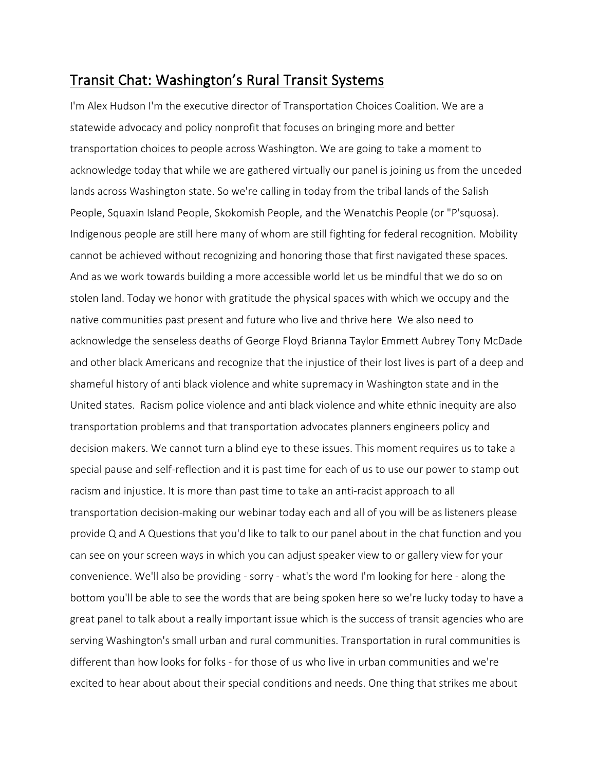# Transit Chat: Washington's Rural Transit Systems

I'm Alex Hudson I'm the executive director of Transportation Choices Coalition. We are a statewide advocacy and policy nonprofit that focuses on bringing more and better transportation choices to people across Washington. We are going to take a moment to acknowledge today that while we are gathered virtually our panel is joining us from the unceded lands across Washington state. So we're calling in today from the tribal lands of the Salish People, Squaxin Island People, Skokomish People, and the Wenatchis People (or "P'squosa). Indigenous people are still here many of whom are still fighting for federal recognition. Mobility cannot be achieved without recognizing and honoring those that first navigated these spaces. And as we work towards building a more accessible world let us be mindful that we do so on stolen land. Today we honor with gratitude the physical spaces with which we occupy and the native communities past present and future who live and thrive here  We also need to acknowledge the senseless deaths of George Floyd Brianna Taylor Emmett Aubrey Tony McDade and other black Americans and recognize that the injustice of their lost lives is part of a deep and shameful history of anti black violence and white supremacy in Washington state and in the United states.  Racism police violence and anti black violence and white ethnic inequity are also transportation problems and that transportation advocates planners engineers policy and decision makers. We cannot turn a blind eye to these issues. This moment requires us to take a special pause and self-reflection and it is past time for each of us to use our power to stamp out racism and injustice. It is more than past time to take an anti-racist approach to all transportation decision-making our webinar today each and all of you will be as listeners please provide Q and A Questions that you'd like to talk to our panel about in the chat function and you can see on your screen ways in which you can adjust speaker view to or gallery view for your convenience. We'll also be providing - sorry - what's the word I'm looking for here - along the bottom you'll be able to see the words that are being spoken here so we're lucky today to have a great panel to talk about a really important issue which is the success of transit agencies who are serving Washington's small urban and rural communities. Transportation in rural communities is different than how looks for folks - for those of us who live in urban communities and we're excited to hear about about their special conditions and needs. One thing that strikes me about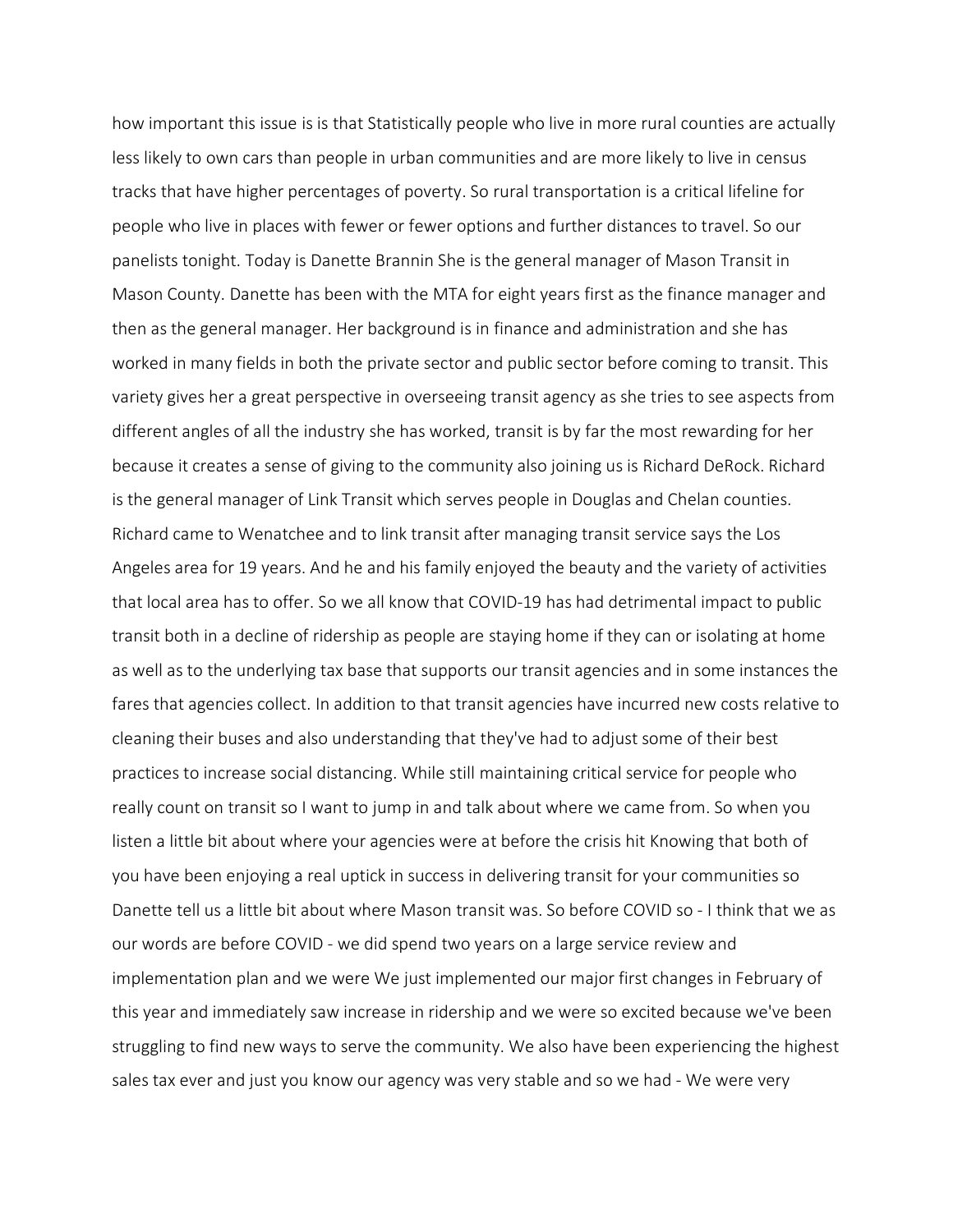how important this issue is is that Statistically people who live in more rural counties are actually less likely to own cars than people in urban communities and are more likely to live in census tracks that have higher percentages of poverty. So rural transportation is a critical lifeline for people who live in places with fewer or fewer options and further distances to travel. So our panelists tonight. Today is Danette Brannin She is the general manager of Mason Transit in Mason County. Danette has been with the MTA for eight years first as the finance manager and then as the general manager. Her background is in finance and administration and she has worked in many fields in both the private sector and public sector before coming to transit. This variety gives her a great perspective in overseeing transit agency as she tries to see aspects from different angles of all the industry she has worked, transit is by far the most rewarding for her because it creates a sense of giving to the community also joining us is Richard DeRock. Richard is the general manager of Link Transit which serves people in Douglas and Chelan counties. Richard came to Wenatchee and to link transit after managing transit service says the Los Angeles area for 19 years. And he and his family enjoyed the beauty and the variety of activities that local area has to offer. So we all know that COVID-19 has had detrimental impact to public transit both in a decline of ridership as people are staying home if they can or isolating at home as well as to the underlying tax base that supports our transit agencies and in some instances the fares that agencies collect. In addition to that transit agencies have incurred new costs relative to cleaning their buses and also understanding that they've had to adjust some of their best practices to increase social distancing. While still maintaining critical service for people who really count on transit so I want to jump in and talk about where we came from. So when you listen a little bit about where your agencies were at before the crisis hit Knowing that both of you have been enjoying a real uptick in success in delivering transit for your communities so Danette tell us a little bit about where Mason transit was. So before COVID so - I think that we as our words are before COVID - we did spend two years on a large service review and implementation plan and we were We just implemented our major first changes in February of this year and immediately saw increase in ridership and we were so excited because we've been struggling to find new ways to serve the community. We also have been experiencing the highest sales tax ever and just you know our agency was very stable and so we had - We were very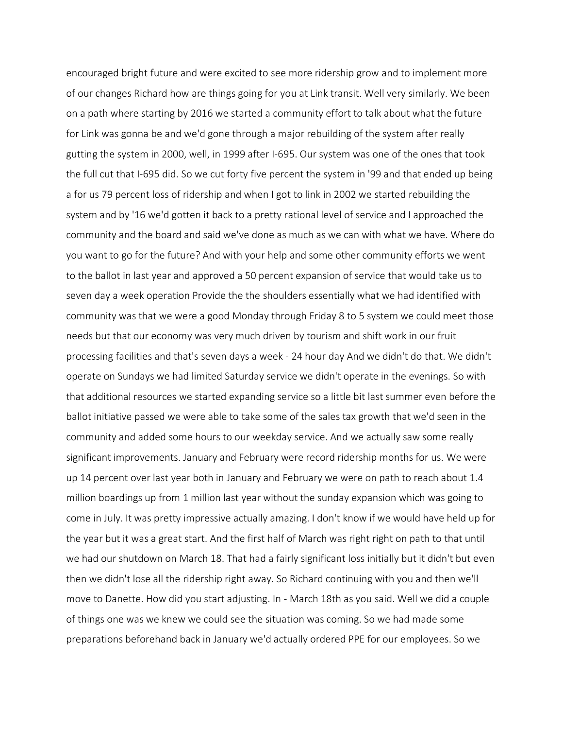encouraged bright future and were excited to see more ridership grow and to implement more of our changes Richard how are things going for you at Link transit. Well very similarly. We been on a path where starting by 2016 we started a community effort to talk about what the future for Link was gonna be and we'd gone through a major rebuilding of the system after really gutting the system in 2000, well, in 1999 after I-695. Our system was one of the ones that took the full cut that I-695 did. So we cut forty five percent the system in '99 and that ended up being a for us 79 percent loss of ridership and when I got to link in 2002 we started rebuilding the system and by '16 we'd gotten it back to a pretty rational level of service and I approached the community and the board and said we've done as much as we can with what we have. Where do you want to go for the future? And with your help and some other community efforts we went to the ballot in last year and approved a 50 percent expansion of service that would take us to seven day a week operation Provide the the shoulders essentially what we had identified with community was that we were a good Monday through Friday 8 to 5 system we could meet those needs but that our economy was very much driven by tourism and shift work in our fruit processing facilities and that's seven days a week - 24 hour day And we didn't do that. We didn't operate on Sundays we had limited Saturday service we didn't operate in the evenings. So with that additional resources we started expanding service so a little bit last summer even before the ballot initiative passed we were able to take some of the sales tax growth that we'd seen in the community and added some hours to our weekday service. And we actually saw some really significant improvements. January and February were record ridership months for us. We were up 14 percent over last year both in January and February we were on path to reach about 1.4 million boardings up from 1 million last year without the sunday expansion which was going to come in July. It was pretty impressive actually amazing. I don't know if we would have held up for the year but it was a great start. And the first half of March was right right on path to that until we had our shutdown on March 18. That had a fairly significant loss initially but it didn't but even then we didn't lose all the ridership right away. So Richard continuing with you and then we'll move to Danette. How did you start adjusting. In - March 18th as you said. Well we did a couple of things one was we knew we could see the situation was coming. So we had made some preparations beforehand back in January we'd actually ordered PPE for our employees. So we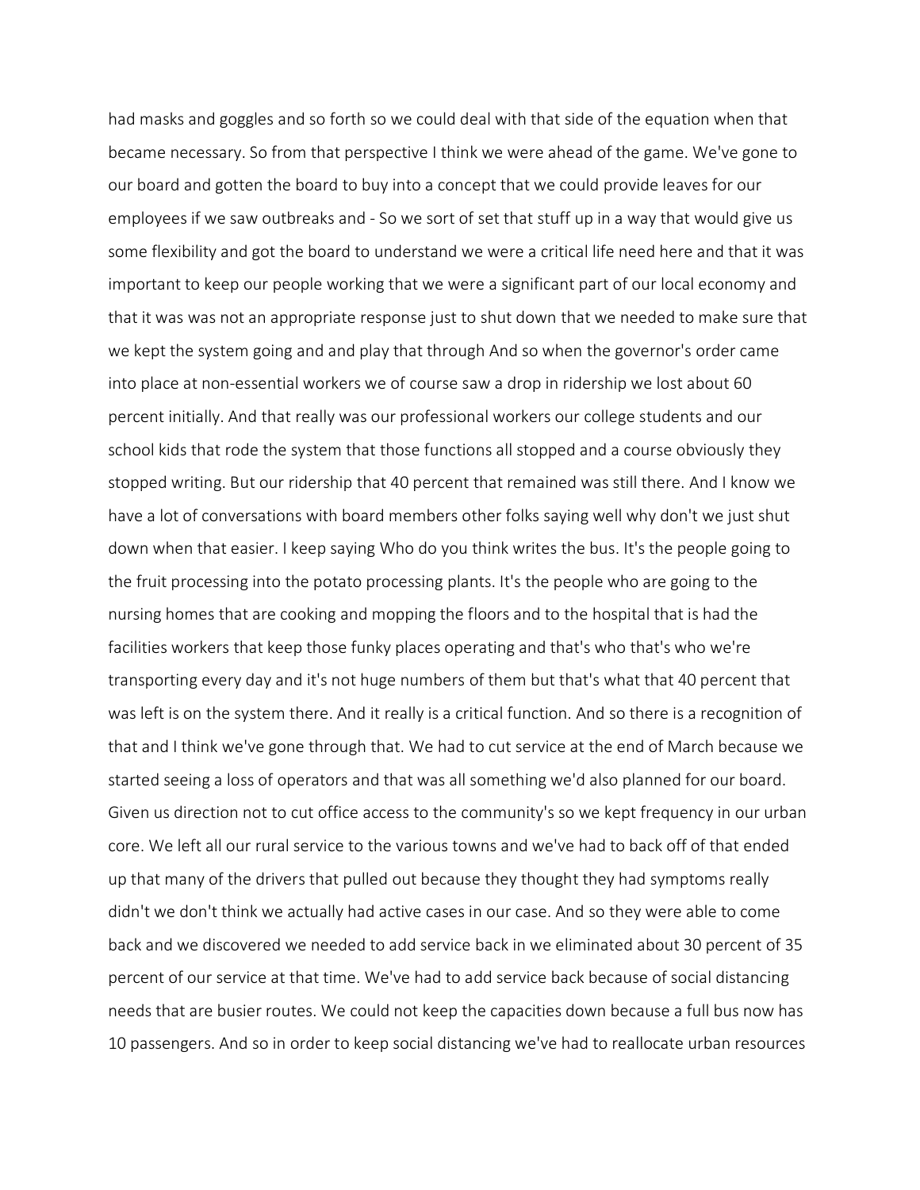had masks and goggles and so forth so we could deal with that side of the equation when that became necessary. So from that perspective I think we were ahead of the game. We've gone to our board and gotten the board to buy into a concept that we could provide leaves for our employees if we saw outbreaks and - So we sort of set that stuff up in a way that would give us some flexibility and got the board to understand we were a critical life need here and that it was important to keep our people working that we were a significant part of our local economy and that it was was not an appropriate response just to shut down that we needed to make sure that we kept the system going and and play that through And so when the governor's order came into place at non-essential workers we of course saw a drop in ridership we lost about 60 percent initially. And that really was our professional workers our college students and our school kids that rode the system that those functions all stopped and a course obviously they stopped writing. But our ridership that 40 percent that remained was still there. And I know we have a lot of conversations with board members other folks saying well why don't we just shut down when that easier. I keep saying Who do you think writes the bus. It's the people going to the fruit processing into the potato processing plants. It's the people who are going to the nursing homes that are cooking and mopping the floors and to the hospital that is had the facilities workers that keep those funky places operating and that's who that's who we're transporting every day and it's not huge numbers of them but that's what that 40 percent that was left is on the system there. And it really is a critical function. And so there is a recognition of that and I think we've gone through that. We had to cut service at the end of March because we started seeing a loss of operators and that was all something we'd also planned for our board. Given us direction not to cut office access to the community's so we kept frequency in our urban core. We left all our rural service to the various towns and we've had to back off of that ended up that many of the drivers that pulled out because they thought they had symptoms really didn't we don't think we actually had active cases in our case. And so they were able to come back and we discovered we needed to add service back in we eliminated about 30 percent of 35 percent of our service at that time. We've had to add service back because of social distancing needs that are busier routes. We could not keep the capacities down because a full bus now has 10 passengers. And so in order to keep social distancing we've had to reallocate urban resources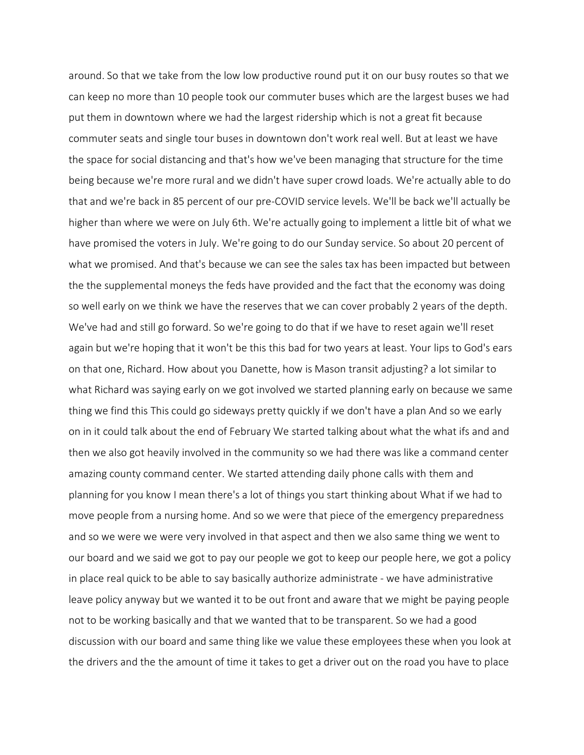around. So that we take from the low low productive round put it on our busy routes so that we can keep no more than 10 people took our commuter buses which are the largest buses we had put them in downtown where we had the largest ridership which is not a great fit because commuter seats and single tour buses in downtown don't work real well. But at least we have the space for social distancing and that's how we've been managing that structure for the time being because we're more rural and we didn't have super crowd loads. We're actually able to do that and we're back in 85 percent of our pre-COVID service levels. We'll be back we'll actually be higher than where we were on July 6th. We're actually going to implement a little bit of what we have promised the voters in July. We're going to do our Sunday service. So about 20 percent of what we promised. And that's because we can see the sales tax has been impacted but between the the supplemental moneys the feds have provided and the fact that the economy was doing so well early on we think we have the reserves that we can cover probably 2 years of the depth. We've had and still go forward. So we're going to do that if we have to reset again we'll reset again but we're hoping that it won't be this this bad for two years at least. Your lips to God's ears on that one, Richard. How about you Danette, how is Mason transit adjusting? a lot similar to what Richard was saying early on we got involved we started planning early on because we same thing we find this This could go sideways pretty quickly if we don't have a plan And so we early on in it could talk about the end of February We started talking about what the what ifs and and then we also got heavily involved in the community so we had there was like a command center amazing county command center. We started attending daily phone calls with them and planning for you know I mean there's a lot of things you start thinking about What if we had to move people from a nursing home. And so we were that piece of the emergency preparedness and so we were we were very involved in that aspect and then we also same thing we went to our board and we said we got to pay our people we got to keep our people here, we got a policy in place real quick to be able to say basically authorize administrate - we have administrative leave policy anyway but we wanted it to be out front and aware that we might be paying people not to be working basically and that we wanted that to be transparent. So we had a good discussion with our board and same thing like we value these employees these when you look at the drivers and the the amount of time it takes to get a driver out on the road you have to place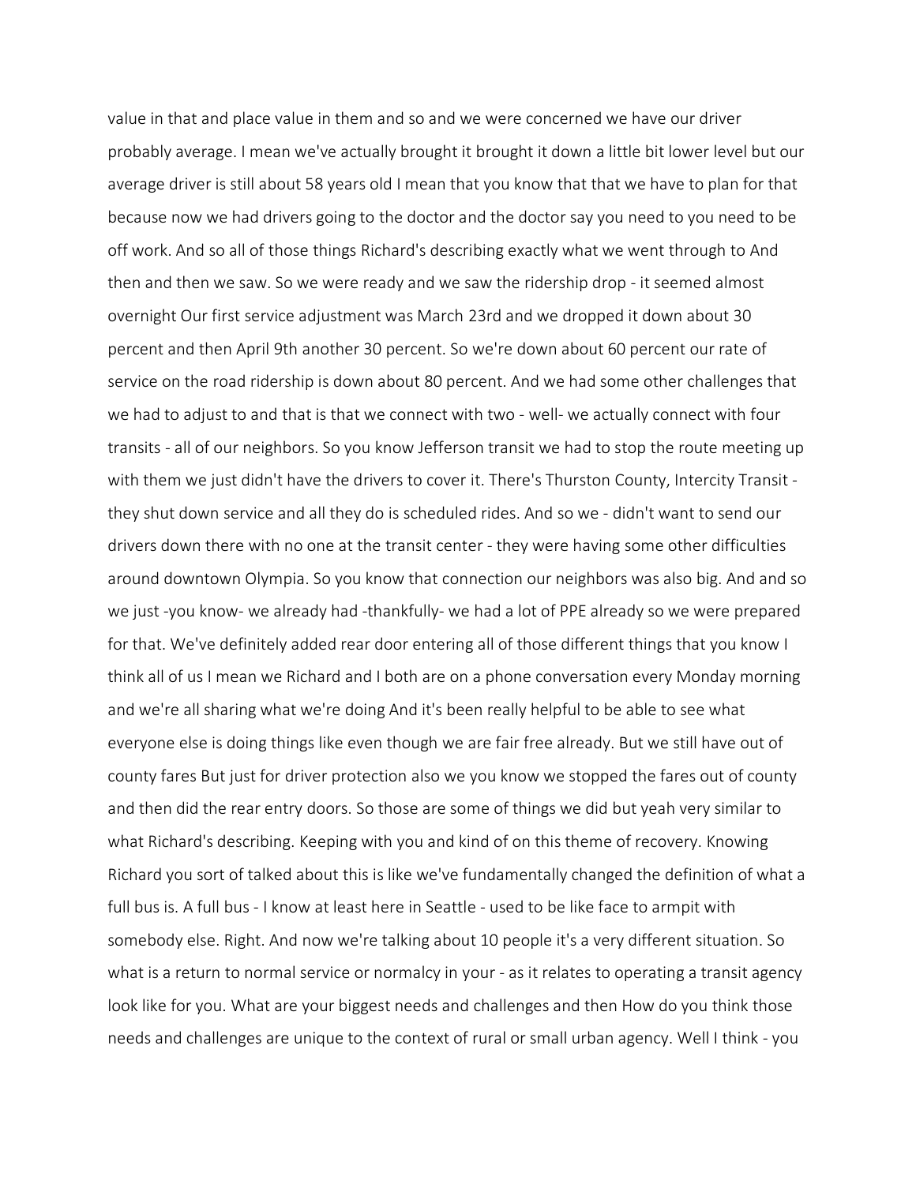value in that and place value in them and so and we were concerned we have our driver probably average. I mean we've actually brought it brought it down a little bit lower level but our average driver is still about 58 years old I mean that you know that that we have to plan for that because now we had drivers going to the doctor and the doctor say you need to you need to be off work. And so all of those things Richard's describing exactly what we went through to And then and then we saw. So we were ready and we saw the ridership drop - it seemed almost overnight Our first service adjustment was March 23rd and we dropped it down about 30 percent and then April 9th another 30 percent. So we're down about 60 percent our rate of service on the road ridership is down about 80 percent. And we had some other challenges that we had to adjust to and that is that we connect with two - well- we actually connect with four transits - all of our neighbors. So you know Jefferson transit we had to stop the route meeting up with them we just didn't have the drivers to cover it. There's Thurston County, Intercity Transit - they shut down service and all they do is scheduled rides. And so we - didn't want to send our drivers down there with no one at the transit center - they were having some other difficulties around downtown Olympia. So you know that connection our neighbors was also big. And and so we just -you know- we already had -thankfully- we had a lot of PPE already so we were prepared for that. We've definitely added rear door entering all of those different things that you know I think all of us I mean we Richard and I both are on a phone conversation every Monday morning and we're all sharing what we're doing And it's been really helpful to be able to see what everyone else is doing things like even though we are fair free already. But we still have out of county fares But just for driver protection also we you know we stopped the fares out of county and then did the rear entry doors. So those are some of things we did but yeah very similar to what Richard's describing. Keeping with you and kind of on this theme of recovery. Knowing Richard you sort of talked about this is like we've fundamentally changed the definition of what a full bus is. A full bus - I know at least here in Seattle - used to be like face to armpit with somebody else. Right. And now we're talking about 10 people it's a very different situation. So what is a return to normal service or normalcy in your - as it relates to operating a transit agency look like for you. What are your biggest needs and challenges and then How do you think those needs and challenges are unique to the context of rural or small urban agency. Well I think - you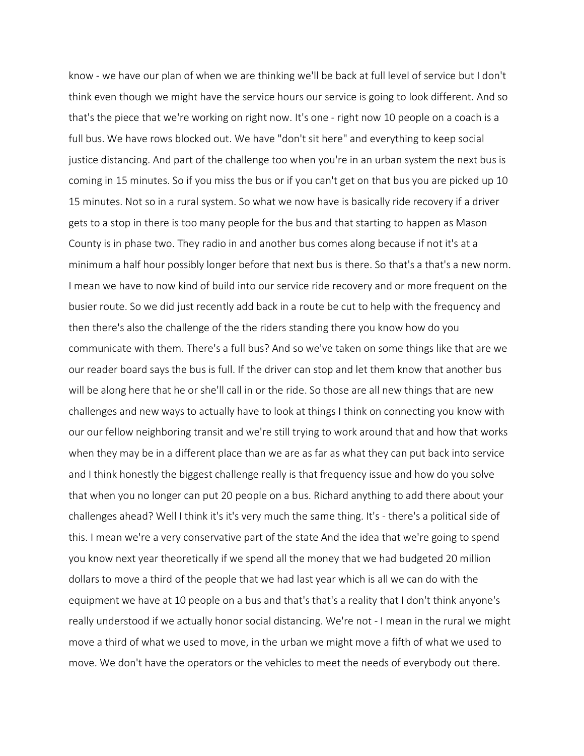know - we have our plan of when we are thinking we'll be back at full level of service but I don't think even though we might have the service hours our service is going to look different. And so that's the piece that we're working on right now. It's one - right now 10 people on a coach is a full bus. We have rows blocked out. We have "don't sit here" and everything to keep social justice distancing. And part of the challenge too when you're in an urban system the next bus is coming in 15 minutes. So if you miss the bus or if you can't get on that bus you are picked up 10 15 minutes. Not so in a rural system. So what we now have is basically ride recovery if a driver gets to a stop in there is too many people for the bus and that starting to happen as Mason County is in phase two. They radio in and another bus comes along because if not it's at a minimum a half hour possibly longer before that next bus is there. So that's a that's a new norm. I mean we have to now kind of build into our service ride recovery and or more frequent on the busier route. So we did just recently add back in a route be cut to help with the frequency and then there's also the challenge of the the riders standing there you know how do you communicate with them. There's a full bus? And so we've taken on some things like that are we our reader board says the bus is full. If the driver can stop and let them know that another bus will be along here that he or she'll call in or the ride. So those are all new things that are new challenges and new ways to actually have to look at things I think on connecting you know with our our fellow neighboring transit and we're still trying to work around that and how that works when they may be in a different place than we are as far as what they can put back into service and I think honestly the biggest challenge really is that frequency issue and how do you solve that when you no longer can put 20 people on a bus. Richard anything to add there about your challenges ahead? Well I think it's it's very much the same thing. It's - there's a political side of this. I mean we're a very conservative part of the state And the idea that we're going to spend you know next year theoretically if we spend all the money that we had budgeted 20 million dollars to move a third of the people that we had last year which is all we can do with the equipment we have at 10 people on a bus and that's that's a reality that I don't think anyone's really understood if we actually honor social distancing. We're not - I mean in the rural we might move a third of what we used to move, in the urban we might move a fifth of what we used to move. We don't have the operators or the vehicles to meet the needs of everybody out there.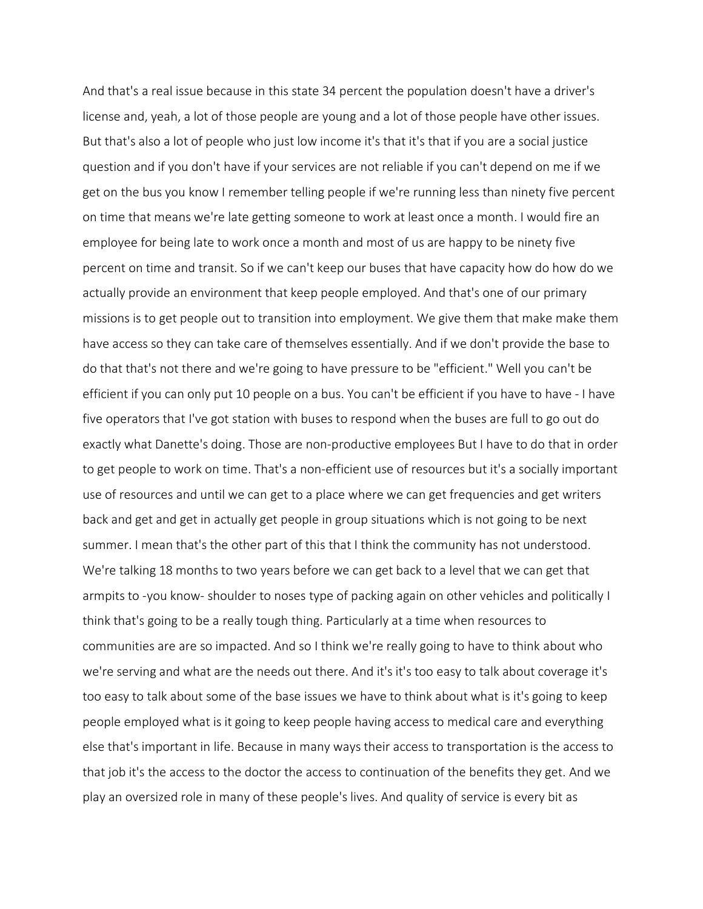And that's a real issue because in this state 34 percent the population doesn't have a driver's license and, yeah, a lot of those people are young and a lot of those people have other issues. But that's also a lot of people who just low income it's that it's that if you are a social justice question and if you don't have if your services are not reliable if you can't depend on me if we get on the bus you know I remember telling people if we're running less than ninety five percent on time that means we're late getting someone to work at least once a month. I would fire an employee for being late to work once a month and most of us are happy to be ninety five percent on time and transit. So if we can't keep our buses that have capacity how do how do we actually provide an environment that keep people employed. And that's one of our primary missions is to get people out to transition into employment. We give them that make make them have access so they can take care of themselves essentially. And if we don't provide the base to do that that's not there and we're going to have pressure to be "efficient." Well you can't be efficient if you can only put 10 people on a bus. You can't be efficient if you have to have - I have five operators that I've got station with buses to respond when the buses are full to go out do exactly what Danette's doing. Those are non-productive employees But I have to do that in order to get people to work on time. That's a non-efficient use of resources but it's a socially important use of resources and until we can get to a place where we can get frequencies and get writers back and get and get in actually get people in group situations which is not going to be next summer. I mean that's the other part of this that I think the community has not understood. We're talking 18 months to two years before we can get back to a level that we can get that armpits to -you know- shoulder to noses type of packing again on other vehicles and politically I think that's going to be a really tough thing. Particularly at a time when resources to communities are are so impacted. And so I think we're really going to have to think about who we're serving and what are the needs out there. And it's it's too easy to talk about coverage it's too easy to talk about some of the base issues we have to think about what is it's going to keep people employed what is it going to keep people having access to medical care and everything else that's important in life. Because in many ways their access to transportation is the access to that job it's the access to the doctor the access to continuation of the benefits they get. And we play an oversized role in many of these people's lives. And quality of service is every bit as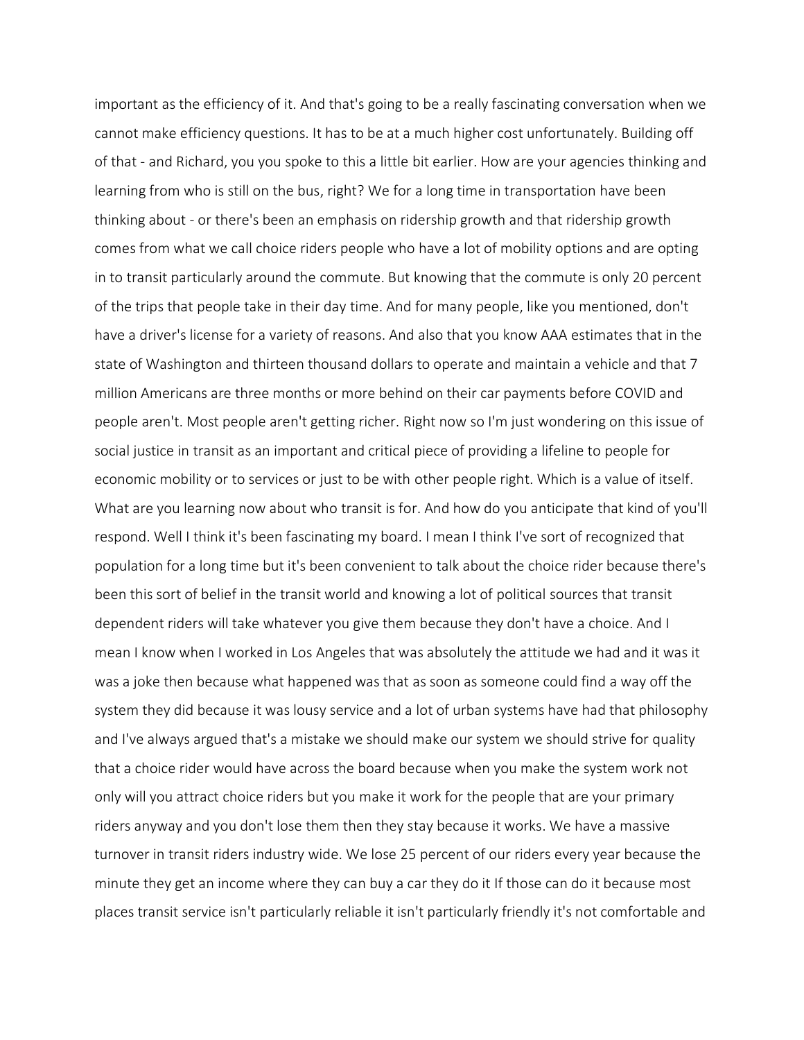important as the efficiency of it. And that's going to be a really fascinating conversation when we cannot make efficiency questions. It has to be at a much higher cost unfortunately. Building off of that - and Richard, you you spoke to this a little bit earlier. How are your agencies thinking and learning from who is still on the bus, right? We for a long time in transportation have been thinking about - or there's been an emphasis on ridership growth and that ridership growth comes from what we call choice riders people who have a lot of mobility options and are opting in to transit particularly around the commute. But knowing that the commute is only 20 percent of the trips that people take in their day time. And for many people, like you mentioned, don't have a driver's license for a variety of reasons. And also that you know AAA estimates that in the state of Washington and thirteen thousand dollars to operate and maintain a vehicle and that 7 million Americans are three months or more behind on their car payments before COVID and people aren't. Most people aren't getting richer. Right now so I'm just wondering on this issue of social justice in transit as an important and critical piece of providing a lifeline to people for economic mobility or to services or just to be with other people right. Which is a value of itself. What are you learning now about who transit is for. And how do you anticipate that kind of you'll respond. Well I think it's been fascinating my board. I mean I think I've sort of recognized that population for a long time but it's been convenient to talk about the choice rider because there's been this sort of belief in the transit world and knowing a lot of political sources that transit dependent riders will take whatever you give them because they don't have a choice. And I mean I know when I worked in Los Angeles that was absolutely the attitude we had and it was it was a joke then because what happened was that as soon as someone could find a way off the system they did because it was lousy service and a lot of urban systems have had that philosophy and I've always argued that's a mistake we should make our system we should strive for quality that a choice rider would have across the board because when you make the system work not only will you attract choice riders but you make it work for the people that are your primary riders anyway and you don't lose them then they stay because it works. We have a massive turnover in transit riders industry wide. We lose 25 percent of our riders every year because the minute they get an income where they can buy a car they do it If those can do it because most places transit service isn't particularly reliable it isn't particularly friendly it's not comfortable and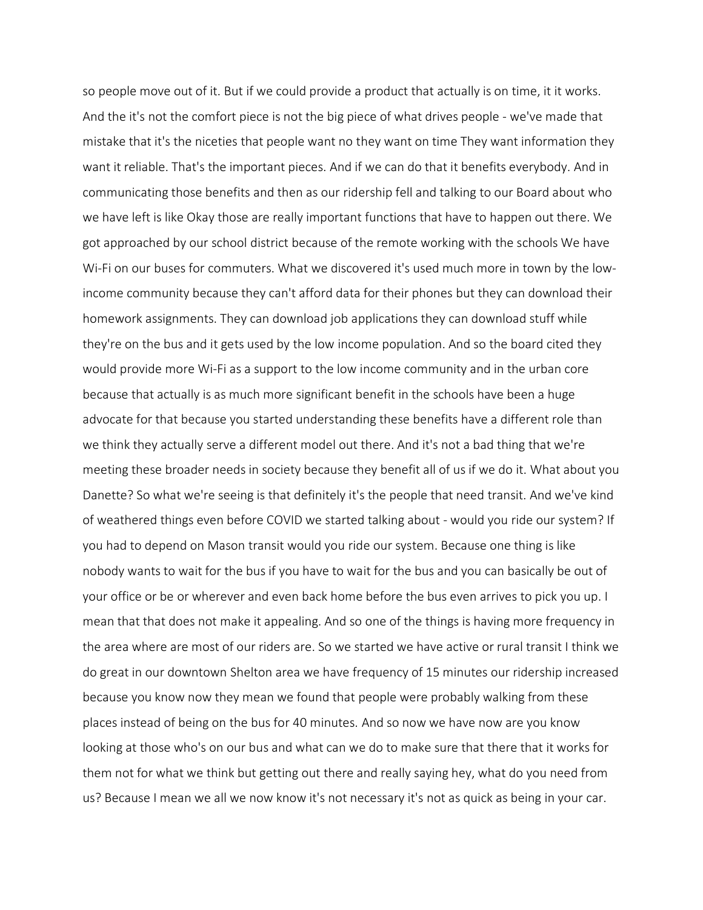so people move out of it. But if we could provide a product that actually is on time, it it works. And the it's not the comfort piece is not the big piece of what drives people - we've made that mistake that it's the niceties that people want no they want on time They want information they want it reliable. That's the important pieces. And if we can do that it benefits everybody. And in communicating those benefits and then as our ridership fell and talking to our Board about who we have left is like Okay those are really important functions that have to happen out there. We got approached by our school district because of the remote working with the schools We have Wi-Fi on our buses for commuters. What we discovered it's used much more in town by the low-income community because they can't afford data for their phones but they can download their homework assignments. They can download job applications they can download stuff while they're on the bus and it gets used by the low income population. And so the board cited they would provide more Wi-Fi as a support to the low income community and in the urban core because that actually is as much more significant benefit in the schools have been a huge advocate for that because you started understanding these benefits have a different role than we think they actually serve a different model out there. And it's not a bad thing that we're meeting these broader needs in society because they benefit all of us if we do it. What about you Danette? So what we're seeing is that definitely it's the people that need transit. And we've kind of weathered things even before COVID we started talking about - would you ride our system? If you had to depend on Mason transit would you ride our system. Because one thing is like nobody wants to wait for the bus if you have to wait for the bus and you can basically be out of your office or be or wherever and even back home before the bus even arrives to pick you up. I mean that that does not make it appealing. And so one of the things is having more frequency in the area where are most of our riders are. So we started we have active or rural transit I think we do great in our downtown Shelton area we have frequency of 15 minutes our ridership increased because you know now they mean we found that people were probably walking from these places instead of being on the bus for 40 minutes. And so now we have now are you know looking at those who's on our bus and what can we do to make sure that there that it works for them not for what we think but getting out there and really saying hey, what do you need from us? Because I mean we all we now know it's not necessary it's not as quick as being in your car.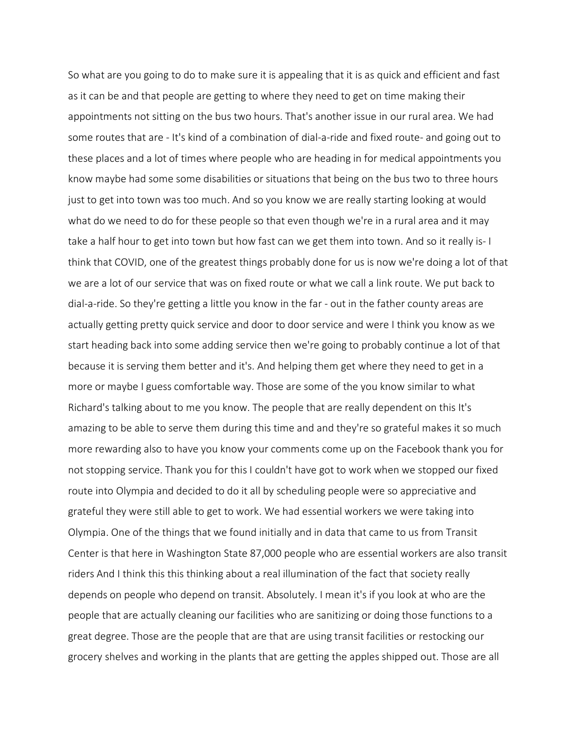So what are you going to do to make sure it is appealing that it is as quick and efficient and fast as it can be and that people are getting to where they need to get on time making their appointments not sitting on the bus two hours. That's another issue in our rural area. We had some routes that are - It's kind of a combination of dial-a-ride and fixed route- and going out to these places and a lot of times where people who are heading in for medical appointments you know maybe had some some disabilities or situations that being on the bus two to three hours just to get into town was too much. And so you know we are really starting looking at would what do we need to do for these people so that even though we're in a rural area and it may take a half hour to get into town but how fast can we get them into town. And so it really is- I think that COVID, one of the greatest things probably done for us is now we're doing a lot of that we are a lot of our service that was on fixed route or what we call a link route. We put back to dial-a-ride. So they're getting a little you know in the far - out in the father county areas are actually getting pretty quick service and door to door service and were I think you know as we start heading back into some adding service then we're going to probably continue a lot of that because it is serving them better and it's. And helping them get where they need to get in a more or maybe I guess comfortable way. Those are some of the you know similar to what Richard's talking about to me you know. The people that are really dependent on this It's amazing to be able to serve them during this time and and they're so grateful makes it so much more rewarding also to have you know your comments come up on the Facebook thank you for not stopping service. Thank you for this I couldn't have got to work when we stopped our fixed route into Olympia and decided to do it all by scheduling people were so appreciative and grateful they were still able to get to work. We had essential workers we were taking into Olympia. One of the things that we found initially and in data that came to us from Transit Center is that here in Washington State 87,000 people who are essential workers are also transit riders And I think this this thinking about a real illumination of the fact that society really depends on people who depend on transit. Absolutely. I mean it's if you look at who are the people that are actually cleaning our facilities who are sanitizing or doing those functions to a great degree. Those are the people that are that are using transit facilities or restocking our grocery shelves and working in the plants that are getting the apples shipped out. Those are all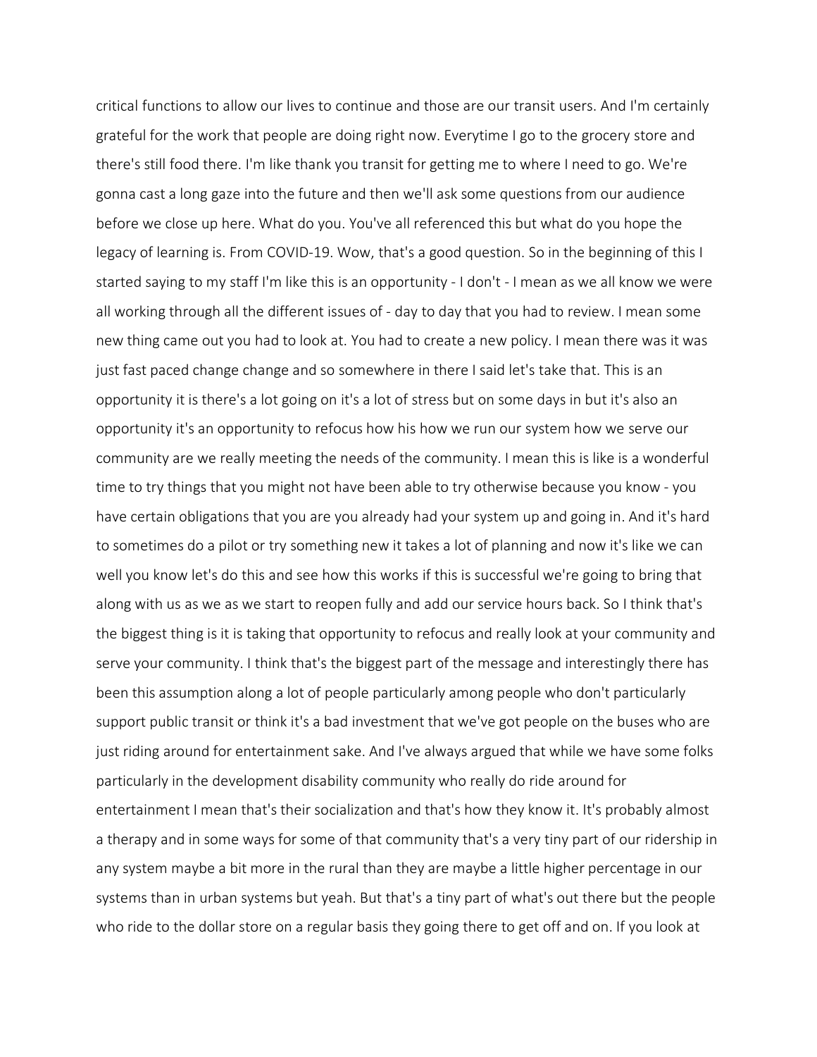critical functions to allow our lives to continue and those are our transit users. And I'm certainly grateful for the work that people are doing right now. Everytime I go to the grocery store and there's still food there. I'm like thank you transit for getting me to where I need to go. We're gonna cast a long gaze into the future and then we'll ask some questions from our audience before we close up here. What do you. You've all referenced this but what do you hope the legacy of learning is. From COVID-19. Wow, that's a good question. So in the beginning of this I started saying to my staff I'm like this is an opportunity - I don't - I mean as we all know we were all working through all the different issues of - day to day that you had to review. I mean some new thing came out you had to look at. You had to create a new policy. I mean there was it was just fast paced change change and so somewhere in there I said let's take that. This is an opportunity it is there's a lot going on it's a lot of stress but on some days in but it's also an opportunity it's an opportunity to refocus how his how we run our system how we serve our community are we really meeting the needs of the community. I mean this is like is a wonderful time to try things that you might not have been able to try otherwise because you know - you have certain obligations that you are you already had your system up and going in. And it's hard to sometimes do a pilot or try something new it takes a lot of planning and now it's like we can well you know let's do this and see how this works if this is successful we're going to bring that along with us as we as we start to reopen fully and add our service hours back. So I think that's the biggest thing is it is taking that opportunity to refocus and really look at your community and serve your community. I think that's the biggest part of the message and interestingly there has been this assumption along a lot of people particularly among people who don't particularly support public transit or think it's a bad investment that we've got people on the buses who are just riding around for entertainment sake. And I've always argued that while we have some folks particularly in the development disability community who really do ride around for entertainment I mean that's their socialization and that's how they know it. It's probably almost a therapy and in some ways for some of that community that's a very tiny part of our ridership in any system maybe a bit more in the rural than they are maybe a little higher percentage in our systems than in urban systems but yeah. But that's a tiny part of what's out there but the people who ride to the dollar store on a regular basis they going there to get off and on. If you look at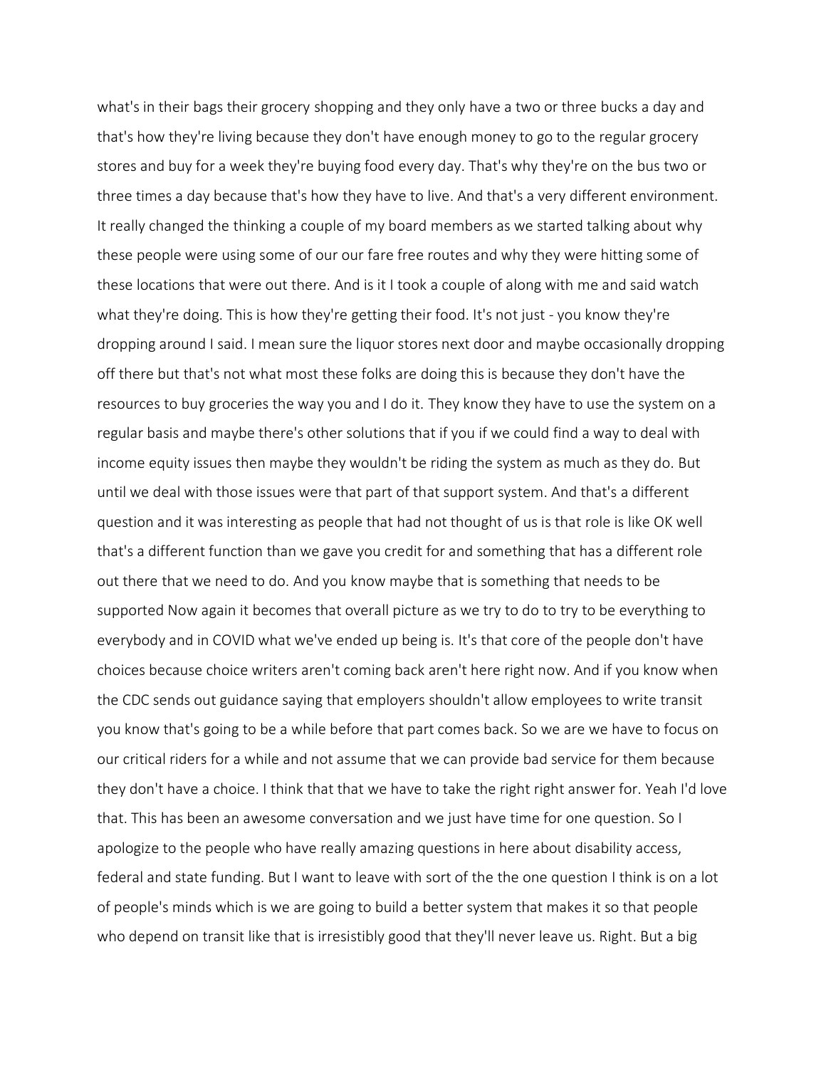what's in their bags their grocery shopping and they only have a two or three bucks a day and that's how they're living because they don't have enough money to go to the regular grocery stores and buy for a week they're buying food every day. That's why they're on the bus two or three times a day because that's how they have to live. And that's a very different environment. It really changed the thinking a couple of my board members as we started talking about why these people were using some of our our fare free routes and why they were hitting some of these locations that were out there. And is it I took a couple of along with me and said watch what they're doing. This is how they're getting their food. It's not just - you know they're dropping around I said. I mean sure the liquor stores next door and maybe occasionally dropping off there but that's not what most these folks are doing this is because they don't have the resources to buy groceries the way you and I do it. They know they have to use the system on a regular basis and maybe there's other solutions that if you if we could find a way to deal with income equity issues then maybe they wouldn't be riding the system as much as they do. But until we deal with those issues were that part of that support system. And that's a different question and it was interesting as people that had not thought of us is that role is like OK well that's a different function than we gave you credit for and something that has a different role out there that we need to do. And you know maybe that is something that needs to be supported Now again it becomes that overall picture as we try to do to try to be everything to everybody and in COVID what we've ended up being is. It's that core of the people don't have choices because choice writers aren't coming back aren't here right now. And if you know when the CDC sends out guidance saying that employers shouldn't allow employees to write transit you know that's going to be a while before that part comes back. So we are we have to focus on our critical riders for a while and not assume that we can provide bad service for them because they don't have a choice. I think that that we have to take the right right answer for. Yeah I'd love that. This has been an awesome conversation and we just have time for one question. So I apologize to the people who have really amazing questions in here about disability access, federal and state funding. But I want to leave with sort of the the one question I think is on a lot of people's minds which is we are going to build a better system that makes it so that people who depend on transit like that is irresistibly good that they'll never leave us. Right. But a big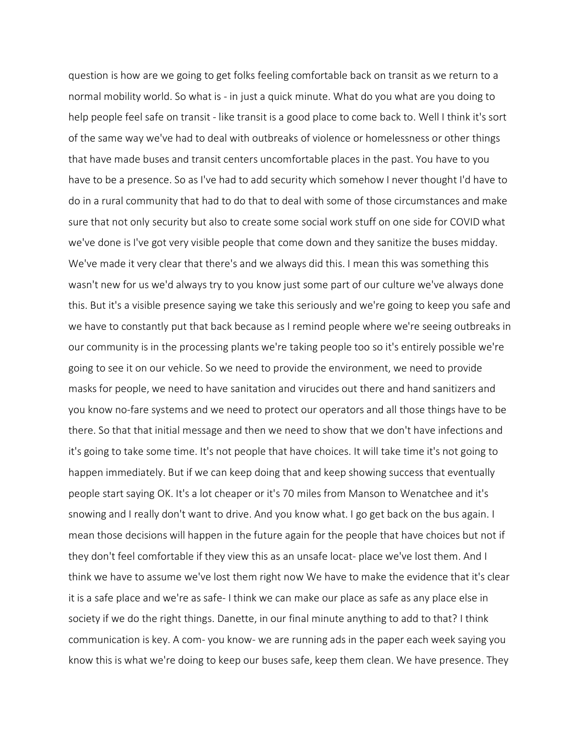question is how are we going to get folks feeling comfortable back on transit as we return to a normal mobility world. So what is - in just a quick minute. What do you what are you doing to help people feel safe on transit - like transit is a good place to come back to. Well I think it's sort of the same way we've had to deal with outbreaks of violence or homelessness or other things that have made buses and transit centers uncomfortable places in the past. You have to you have to be a presence. So as I've had to add security which somehow I never thought I'd have to do in a rural community that had to do that to deal with some of those circumstances and make sure that not only security but also to create some social work stuff on one side for COVID what we've done is I've got very visible people that come down and they sanitize the buses midday. We've made it very clear that there's and we always did this. I mean this was something this wasn't new for us we'd always try to you know just some part of our culture we've always done this. But it's a visible presence saying we take this seriously and we're going to keep you safe and we have to constantly put that back because as I remind people where we're seeing outbreaks in our community is in the processing plants we're taking people too so it's entirely possible we're going to see it on our vehicle. So we need to provide the environment, we need to provide masks for people, we need to have sanitation and virucides out there and hand sanitizers and you know no-fare systems and we need to protect our operators and all those things have to be there. So that that initial message and then we need to show that we don't have infections and it's going to take some time. It's not people that have choices. It will take time it's not going to happen immediately. But if we can keep doing that and keep showing success that eventually people start saying OK. It's a lot cheaper or it's 70 miles from Manson to Wenatchee and it's snowing and I really don't want to drive. And you know what. I go get back on the bus again. I mean those decisions will happen in the future again for the people that have choices but not if they don't feel comfortable if they view this as an unsafe locat- place we've lost them. And I think we have to assume we've lost them right now We have to make the evidence that it's clear it is a safe place and we're as safe- I think we can make our place as safe as any place else in society if we do the right things. Danette, in our final minute anything to add to that? I think communication is key. A com- you know- we are running ads in the paper each week saying you know this is what we're doing to keep our buses safe, keep them clean. We have presence. They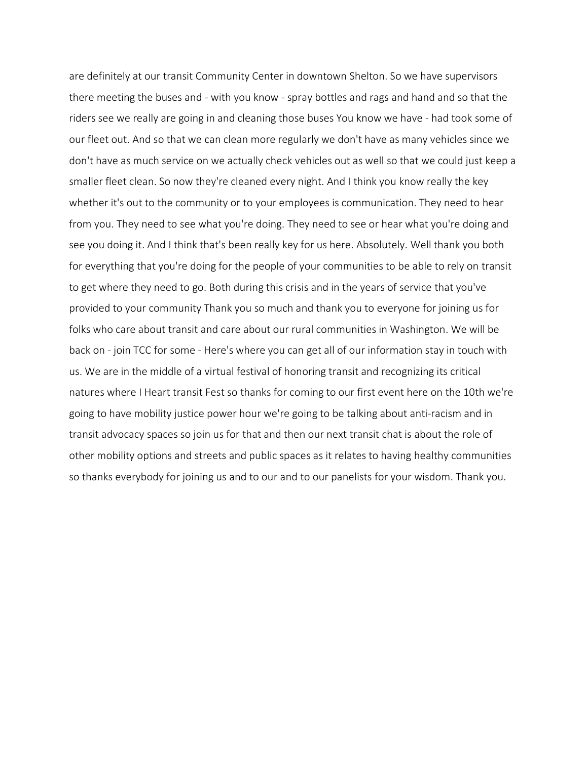are definitely at our transit Community Center in downtown Shelton. So we have supervisors there meeting the buses and - with you know - spray bottles and rags and hand and so that the riders see we really are going in and cleaning those buses You know we have - had took some of our fleet out. And so that we can clean more regularly we don't have as many vehicles since we don't have as much service on we actually check vehicles out as well so that we could just keep a smaller fleet clean. So now they're cleaned every night. And I think you know really the key whether it's out to the community or to your employees is communication. They need to hear from you. They need to see what you're doing. They need to see or hear what you're doing and see you doing it. And I think that's been really key for us here. Absolutely. Well thank you both for everything that you're doing for the people of your communities to be able to rely on transit to get where they need to go. Both during this crisis and in the years of service that you've provided to your community Thank you so much and thank you to everyone for joining us for folks who care about transit and care about our rural communities in Washington. We will be back on - join TCC for some - Here's where you can get all of our information stay in touch with us. We are in the middle of a virtual festival of honoring transit and recognizing its critical natures where I Heart transit Fest so thanks for coming to our first event here on the 10th we're going to have mobility justice power hour we're going to be talking about anti-racism and in transit advocacy spaces so join us for that and then our next transit chat is about the role of other mobility options and streets and public spaces as it relates to having healthy communities so thanks everybody for joining us and to our and to our panelists for your wisdom. Thank you.